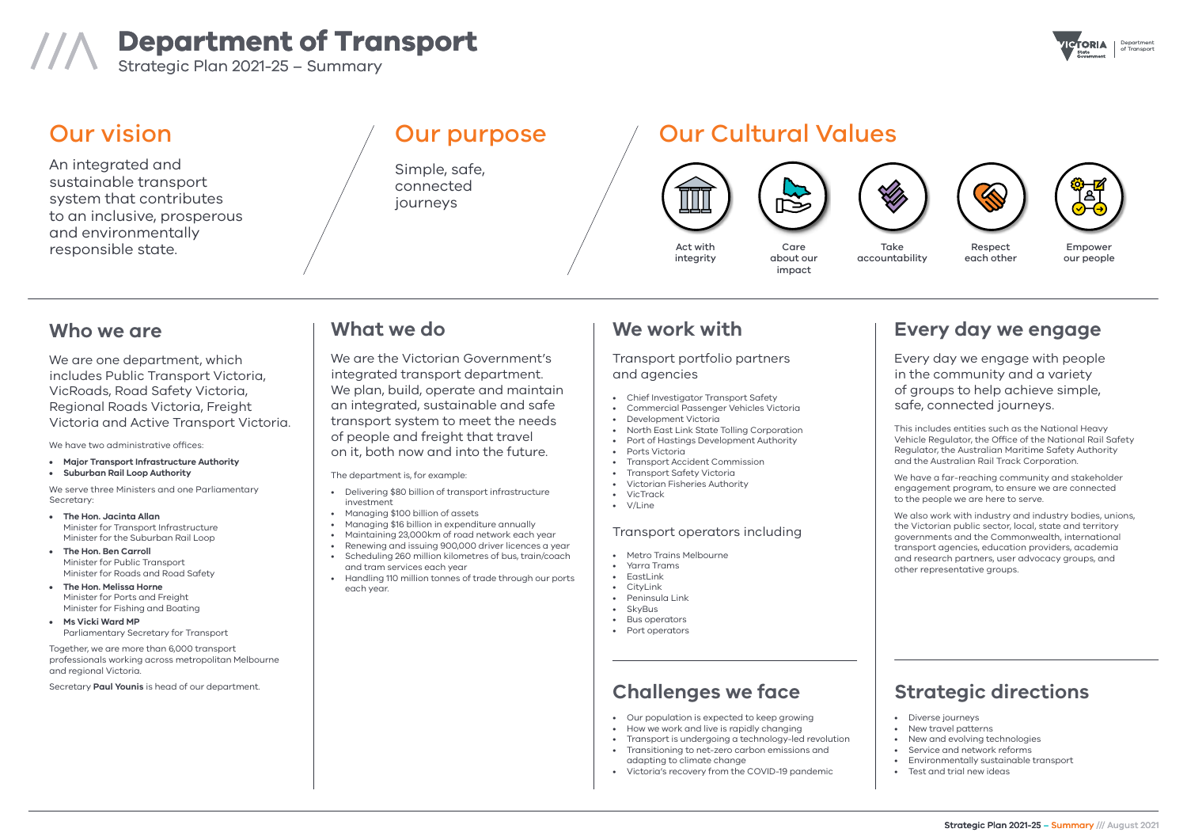# Department of Transport

Strategic Plan 2021-25 – Summary

## Our vision

An integrated and sustainable transport system that contributes to an inclusive, prosperous and environmentally responsible state.

## Our purpose

Simple, safe, connected journeys

## Our Cultural Values

- Act with integrity
- Care about our impact
- Take accountability
- Respect each other
- Empower our people

## Who we are

We are one department, which includes Public Transport Victoria, VicRoads, Road Safety Victoria, Regional Roads Victoria, Freight Victoria and Active Transport Victoria.

We have two administrative offices:

- **Major Transport Infrastructure Authority**
- **Suburban Rail Loop Authority**

We serve three Ministers and one Parliamentary Secretary:

- **The Hon. Jacinta Allan**
  Minister for Transport Infrastructure
  Minister for the Suburban Rail Loop
- **The Hon. Ben Carroll**
  Minister for Public Transport
  Minister for Roads and Road Safety
- **The Hon. Melissa Horne**
  Minister for Ports and Freight
  Minister for Fishing and Boating
- **Ms Vicki Ward MP**
  Parliamentary Secretary for Transport

Together, we are more than 6,000 transport professionals working across metropolitan Melbourne and regional Victoria.

Secretary **Paul Younis** is head of our department.

## What we do

We are the Victorian Government's integrated transport department. We plan, build, operate and maintain an integrated, sustainable and safe transport system to meet the needs of people and freight that travel on it, both now and into the future.

The department is, for example:

- Delivering $80 billion of transport infrastructure investment
- Managing $100 billion of assets
- Managing $16 billion in expenditure annually
- Maintaining 23,000km of road network each year
- Renewing and issuing 900,000 driver licences a year
- Scheduling 260 million kilometres of bus, train/coach and tram services each year
- Handling 110 million tonnes of trade through our ports each year.

## We work with

Transport portfolio partners and agencies

- Chief Investigator Transport Safety
- Commercial Passenger Vehicles Victoria
- Development Victoria
- North East Link State Tolling Corporation
- Port of Hastings Development Authority
- Ports Victoria
- Transport Accident Commission
- Transport Safety Victoria
- Victorian Fisheries Authority
- VicTrack
- V/Line

Transport operators including

- Metro Trains Melbourne
- Yarra Trams
- EastLink
- CityLink
- Peninsula Link
- SkyBus
- Bus operators
- Port operators

## Every day we engage

Every day we engage with people in the community and a variety of groups to help achieve simple, safe, connected journeys.

This includes entities such as the National Heavy Vehicle Regulator, the Office of the National Rail Safety Regulator, the Australian Maritime Safety Authority and the Australian Rail Track Corporation.

We have a far-reaching community and stakeholder engagement program, to ensure we are connected to the people we are here to serve.

We also work with industry and industry bodies, unions, the Victorian public sector, local, state and territory governments and the Commonwealth, international transport agencies, education providers, academia and research partners, user advocacy groups, and other representative groups.

## Challenges we face

- Our population is expected to keep growing
- How we work and live is rapidly changing
- Transport is undergoing a technology-led revolution
- Transitioning to net-zero carbon emissions and adapting to climate change
- Victoria's recovery from the COVID-19 pandemic

## Strategic directions

- Diverse journeys
- New travel patterns
- New and evolving technologies
- Service and network reforms
- Environmentally sustainable transport
- Test and trial new ideas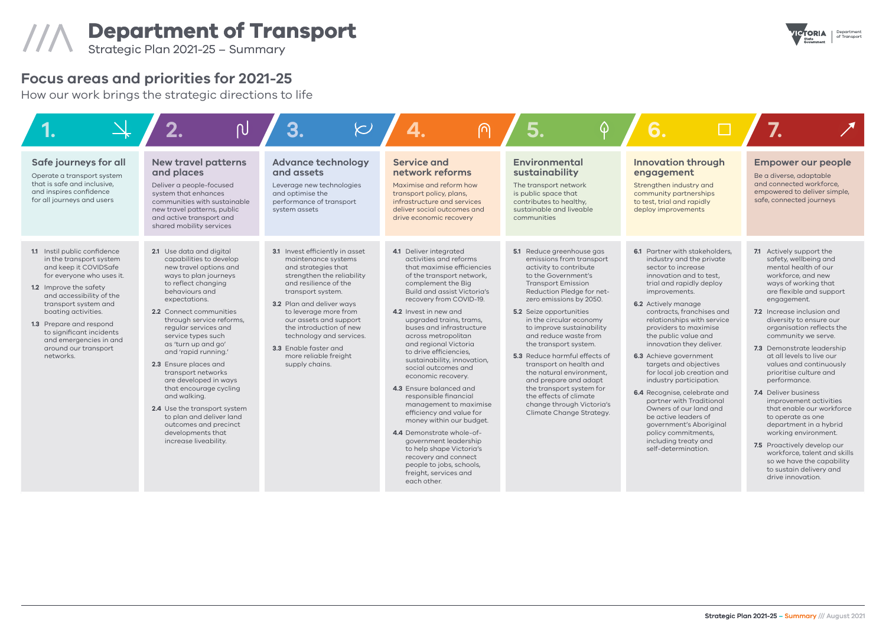# Department of Transport

Strategic Plan 2021-25 – Summary

## Focus areas and priorities for 2021-25

How our work brings the strategic directions to life

### 1. Safe journeys for all

Operate a transport system that is safe and inclusive, and inspires confidence for all journeys and users

- **1.1** Instil public confidence in the transport system and keep it COVIDSafe for everyone who uses it.
- **1.2** Improve the safety and accessibility of the transport system and boating activities.
- **1.3** Prepare and respond to significant incidents and emergencies in and around our transport networks.

### 2. New travel patterns and places

Deliver a people-focused system that enhances communities with sustainable new travel patterns, public and active transport and shared mobility services

- **2.1** Use data and digital capabilities to develop new travel options and ways to plan journeys to reflect changing behaviours and expectations.
- **2.2** Connect communities through service reforms, regular services and service types such as 'turn up and go' and 'rapid running.'
- **2.3** Ensure places and transport networks are developed in ways that encourage cycling and walking.
- **2.4** Use the transport system to plan and deliver land outcomes and precinct developments that increase liveability.

### 3. Advance technology and assets

Leverage new technologies and optimise the performance of transport system assets

- **3.1** Invest efficiently in asset maintenance systems and strategies that strengthen the reliability and resilience of the transport system.
- **3.2** Plan and deliver ways to leverage more from our assets and support the introduction of new technology and services.
- **3.3** Enable faster and more reliable freight supply chains.

### 4. Service and network reforms

Maximise and reform how transport policy, plans, infrastructure and services deliver social outcomes and drive economic recovery

- **4.1** Deliver integrated activities and reforms that maximise efficiencies of the transport network, complement the Big Build and assist Victoria's recovery from COVID-19.
- **4.2** Invest in new and upgraded trains, trams, buses and infrastructure across metropolitan and regional Victoria to drive efficiencies, sustainability, innovation, social outcomes and economic recovery.
- **4.3** Ensure balanced and responsible financial management to maximise efficiency and value for money within our budget.
- **4.4** Demonstrate whole-of-government leadership to help shape Victoria's recovery and connect people to jobs, schools, freight, services and each other.

### 5. Environmental sustainability

The transport network is public space that contributes to healthy, sustainable and liveable communities

- **5.1** Reduce greenhouse gas emissions from transport activity to contribute to the Government's Transport Emission Reduction Pledge for net-zero emissions by 2050.
- **5.2** Seize opportunities in the circular economy to improve sustainability and reduce waste from the transport system.
- **5.3** Reduce harmful effects of transport on health and the natural environment, and prepare and adapt the transport system for the effects of climate change through Victoria's Climate Change Strategy.

### 6. Innovation through engagement

Strengthen industry and community partnerships to test, trial and rapidly deploy improvements

- **6.1** Partner with stakeholders, industry and the private sector to increase innovation and to test, trial and rapidly deploy improvements.
- **6.2** Actively manage contracts, franchises and relationships with service providers to maximise the public value and innovation they deliver.
- **6.3** Achieve government targets and objectives for local job creation and industry participation.
- **6.4** Recognise, celebrate and partner with Traditional Owners of our land and be active leaders of government's Aboriginal policy commitments, including treaty and self-determination.

### 7. Empower our people

Be a diverse, adaptable and connected workforce, empowered to deliver simple, safe, connected journeys

- **7.1** Actively support the safety, wellbeing and mental health of our workforce, and new ways of working that are flexible and support engagement.
- **7.2** Increase inclusion and diversity to ensure our organisation reflects the community we serve.
- **7.3** Demonstrate leadership at all levels to live our values and continuously prioritise culture and performance.
- **7.4** Deliver business improvement activities that enable our workforce to operate as one department in a hybrid working environment.
- **7.5** Proactively develop our workforce, talent and skills so we have the capability to sustain delivery and drive innovation.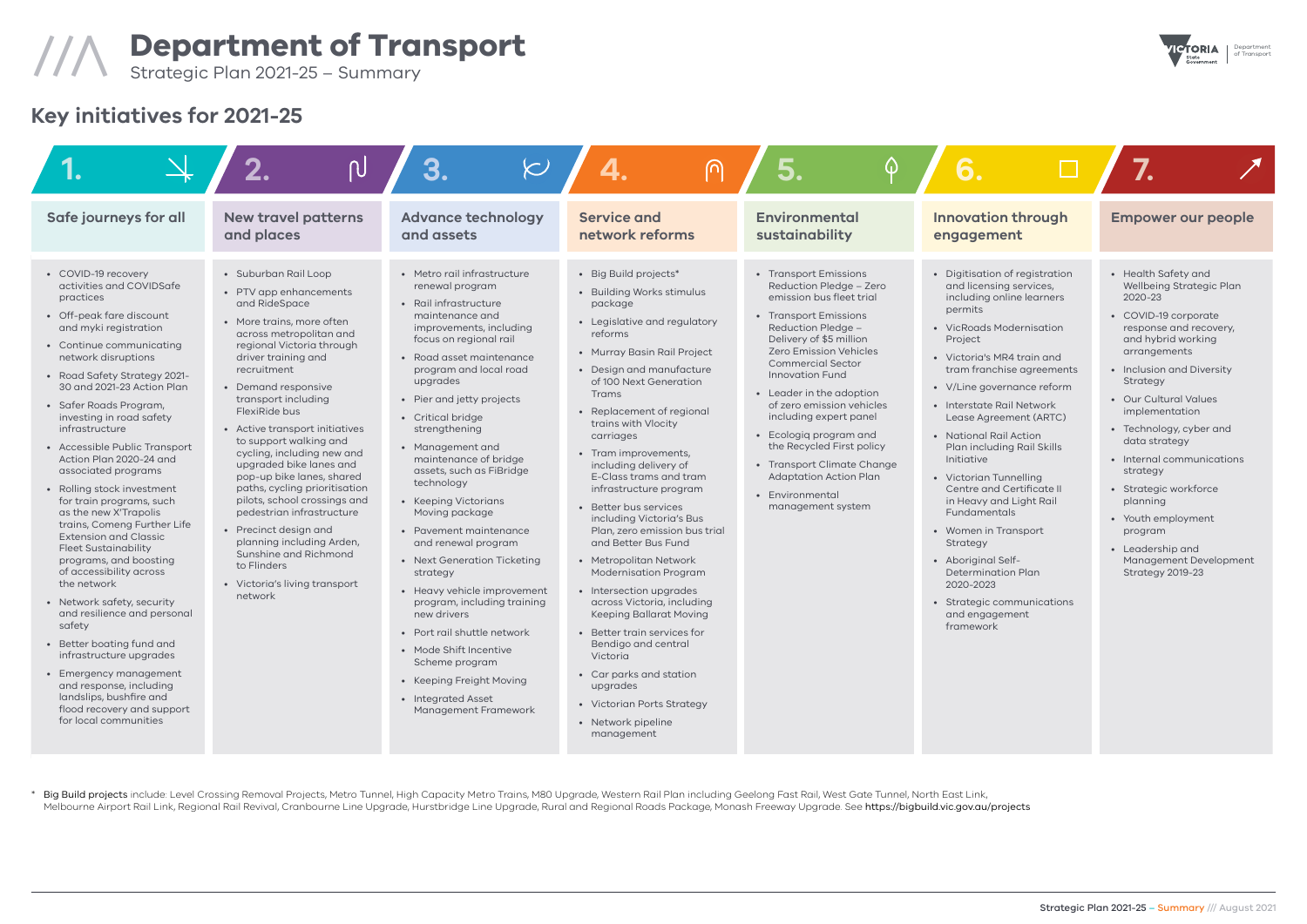# Department of Transport

Strategic Plan 2021-25 – Summary

## Key initiatives for 2021-25

### 1. Safe journeys for all

- COVID-19 recovery activities and COVIDSafe practices
- Off-peak fare discount and myki registration
- Continue communicating network disruptions
- Road Safety Strategy 2021-30 and 2021-23 Action Plan
- Safer Roads Program, investing in road safety infrastructure
- Accessible Public Transport Action Plan 2020-24 and associated programs
- Rolling stock investment for train programs, such as the new X'Trapolis trains, Comeng Further Life Extension and Classic Fleet Sustainability programs, and boosting of accessibility across the network
- Network safety, security and resilience and personal safety
- Better boating fund and infrastructure upgrades
- Emergency management and response, including landslips, bushfire and flood recovery and support for local communities

### 2. New travel patterns and places

- Suburban Rail Loop
- PTV app enhancements and RideSpace
- More trains, more often across metropolitan and regional Victoria through driver training and recruitment
- Demand responsive transport including FlexiRide bus
- Active transport initiatives to support walking and cycling, including new and upgraded bike lanes and pop-up bike lanes, shared paths, cycling prioritisation pilots, school crossings and pedestrian infrastructure
- Precinct design and planning including Arden, Sunshine and Richmond to Flinders
- Victoria's living transport network

### 3. Advance technology and assets

- Metro rail infrastructure renewal program
- Rail infrastructure maintenance and improvements, including focus on regional rail
- Road asset maintenance program and local road upgrades
- Pier and jetty projects
- Critical bridge strengthening
- Management and maintenance of bridge assets, such as FiBridge technology
- Keeping Victorians Moving package
- Pavement maintenance and renewal program
- Next Generation Ticketing strategy
- Heavy vehicle improvement program, including training new drivers
- Port rail shuttle network
- Mode Shift Incentive Scheme program
- Keeping Freight Moving
- Integrated Asset Management Framework

### 4. Service and network reforms

- Big Build projects*
- Building Works stimulus package
- Legislative and regulatory reforms
- Murray Basin Rail Project
- Design and manufacture of 100 Next Generation Trams
- Replacement of regional trains with Vlocity carriages
- Tram improvements, including delivery of E-Class trams and tram infrastructure program
- Better bus services including Victoria's Bus Plan, zero emission bus trial and Better Bus Fund
- Metropolitan Network Modernisation Program
- Intersection upgrades across Victoria, including Keeping Ballarat Moving
- Better train services for Bendigo and central Victoria
- Car parks and station upgrades
- Victorian Ports Strategy
- Network pipeline management

### 5. Environmental sustainability

- Transport Emissions Reduction Pledge – Zero emission bus fleet trial
- Transport Emissions Reduction Pledge – Delivery of $5 million Zero Emission Vehicles Commercial Sector Innovation Fund
- Leader in the adoption of zero emission vehicles including expert panel
- Ecologiq program and the Recycled First policy
- Transport Climate Change Adaptation Action Plan
- Environmental management system

### 6. Innovation through engagement

- Digitisation of registration and licensing services, including online learners permits
- VicRoads Modernisation Project
- Victoria's MR4 train and tram franchise agreements
- V/Line governance reform
- Interstate Rail Network Lease Agreement (ARTC)
- National Rail Action Plan including Rail Skills Initiative
- Victorian Tunnelling Centre and Certificate II in Heavy and Light Rail Fundamentals
- Women in Transport Strategy
- Aboriginal Self-Determination Plan 2020-2023
- Strategic communications and engagement framework

### 7. Empower our people

- Health Safety and Wellbeing Strategic Plan 2020-23
- COVID-19 corporate response and recovery, and hybrid working arrangements
- Inclusion and Diversity Strategy
- Our Cultural Values implementation
- Technology, cyber and data strategy
- Internal communications strategy
- Strategic workforce planning
- Youth employment program
- Leadership and Management Development Strategy 2019-23

\* Big Build projects include: Level Crossing Removal Projects, Metro Tunnel, High Capacity Metro Trains, M80 Upgrade, Western Rail Plan including Geelong Fast Rail, West Gate Tunnel, North East Link, Melbourne Airport Rail Link, Regional Rail Revival, Cranbourne Line Upgrade, Hurstbridge Line Upgrade, Rural and Regional Roads Package, Monash Freeway Upgrade. See https://bigbuild.vic.gov.au/projects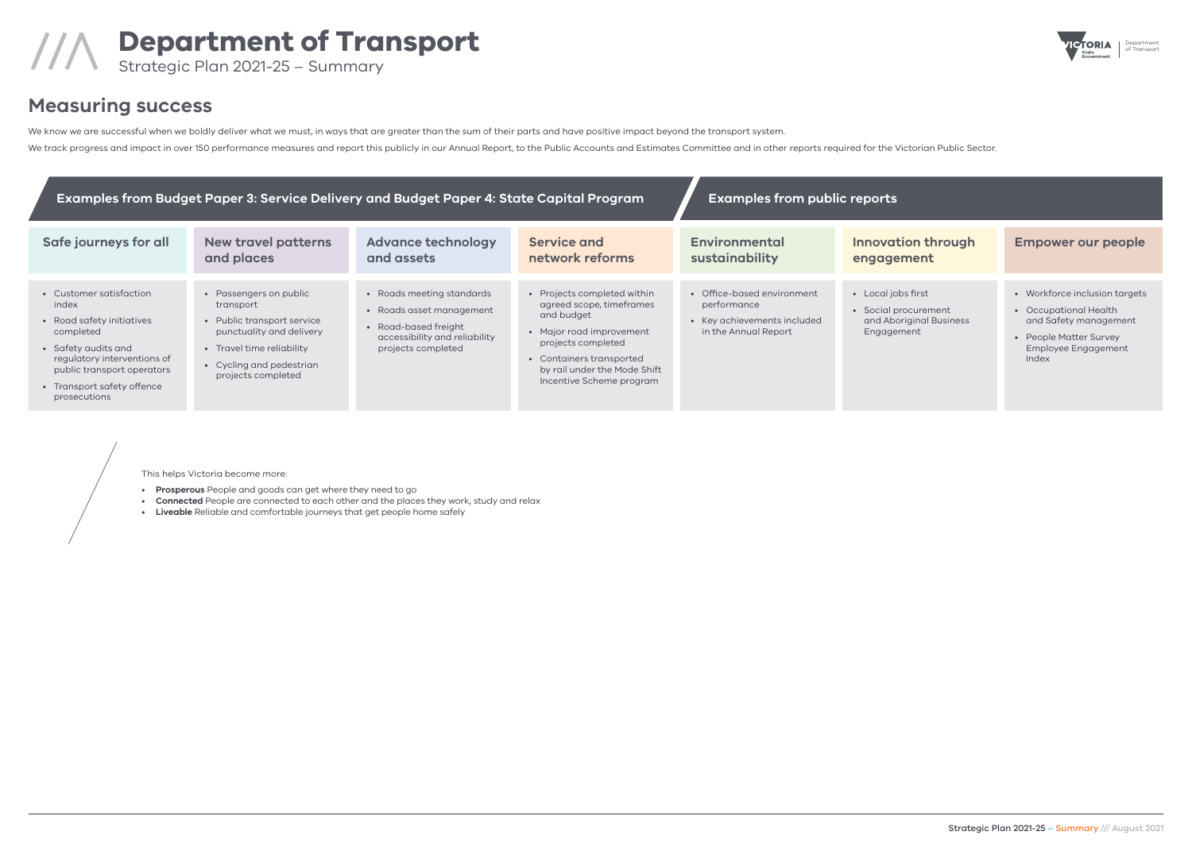# Department of Transport

Strategic Plan 2021-25 – Summary

## Measuring success

We know we are successful when we boldly deliver what we must, in ways that are greater than the sum of their parts and have positive impact beyond the transport system.

We track progress and impact in over 150 performance measures and report this publicly in our Annual Report, to the Public Accounts and Estimates Committee and in other reports required for the Victorian Public Sector.

| Examples from Budget Paper 3: Service Delivery and Budget Paper 4: State Capital Program | | | | Examples from public reports | | |
|---|---|---|---|---|---|---|
| **Safe journeys for all** | **New travel patterns and places** | **Advance technology and assets** | **Service and network reforms** | **Environmental sustainability** | **Innovation through engagement** | **Empower our people** |
| • Customer satisfaction index<br>• Road safety initiatives completed<br>• Safety audits and regulatory interventions of public transport operators<br>• Transport safety offence prosecutions | • Passengers on public transport<br>• Public transport service punctuality and delivery<br>• Travel time reliability<br>• Cycling and pedestrian projects completed | • Roads meeting standards<br>• Roads asset management<br>• Road-based freight accessibility and reliability projects completed | • Projects completed within agreed scope, timeframes and budget<br>• Major road improvement projects completed<br>• Containers transported by rail under the Mode Shift Incentive Scheme program | • Office-based environment performance<br>• Key achievements included in the Annual Report | • Local jobs first<br>• Social procurement and Aboriginal Business Engagement | • Workforce inclusion targets<br>• Occupational Health and Safety management<br>• People Matter Survey Employee Engagement Index |

This helps Victoria become more:

- **Prosperous** People and goods can get where they need to go
- **Connected** People are connected to each other and the places they work, study and relax
- **Liveable** Reliable and comfortable journeys that get people home safely